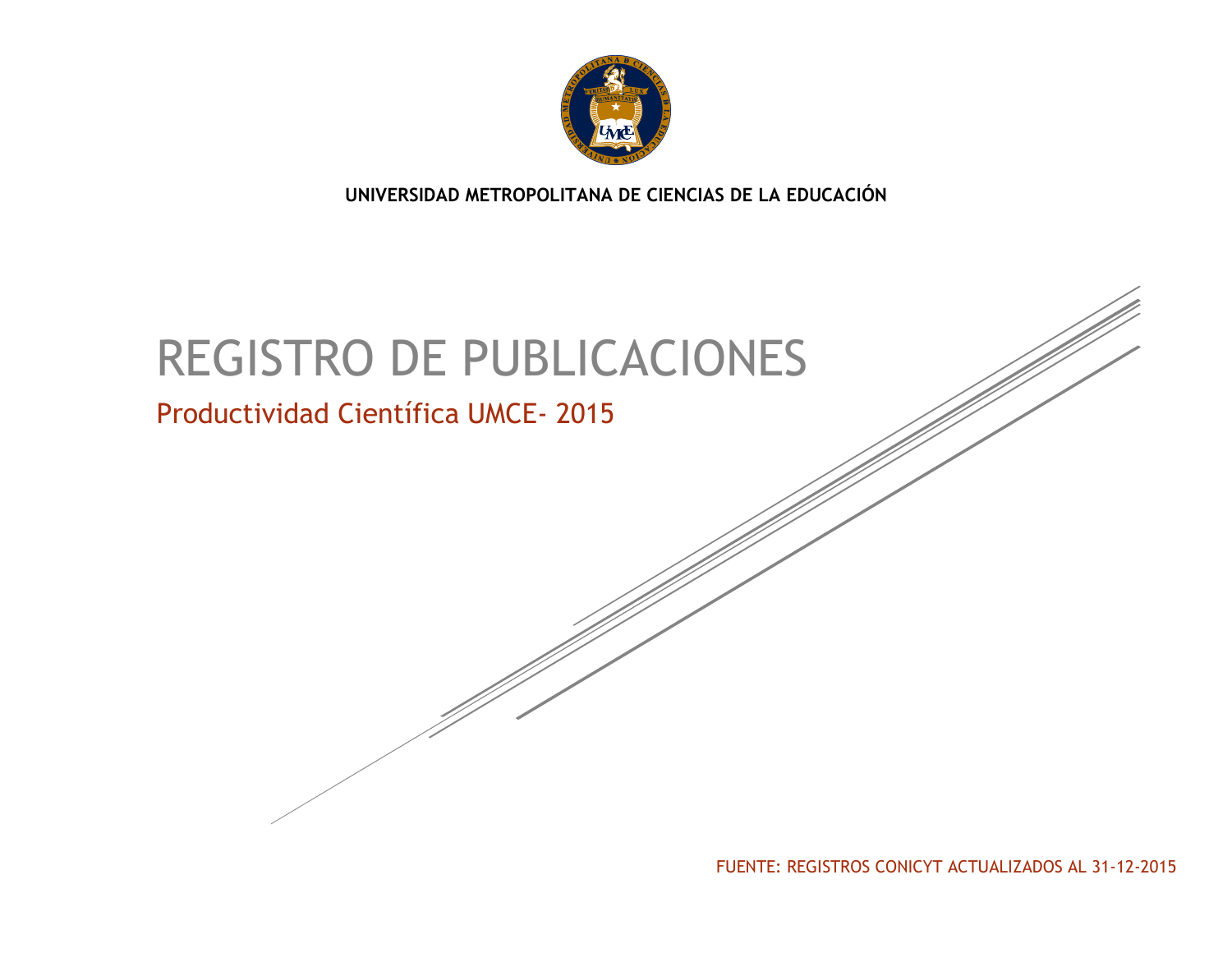**UNIVERSIDAD METROPOLITANA DE CIENCIAS DE LA EDUCACIÓN**

# REGISTRO DE PUBLICACIONES

## Productividad Científica UMCE- 2015

FUENTE: REGISTROS CONICYT ACTUALIZADOS AL 31-12-2015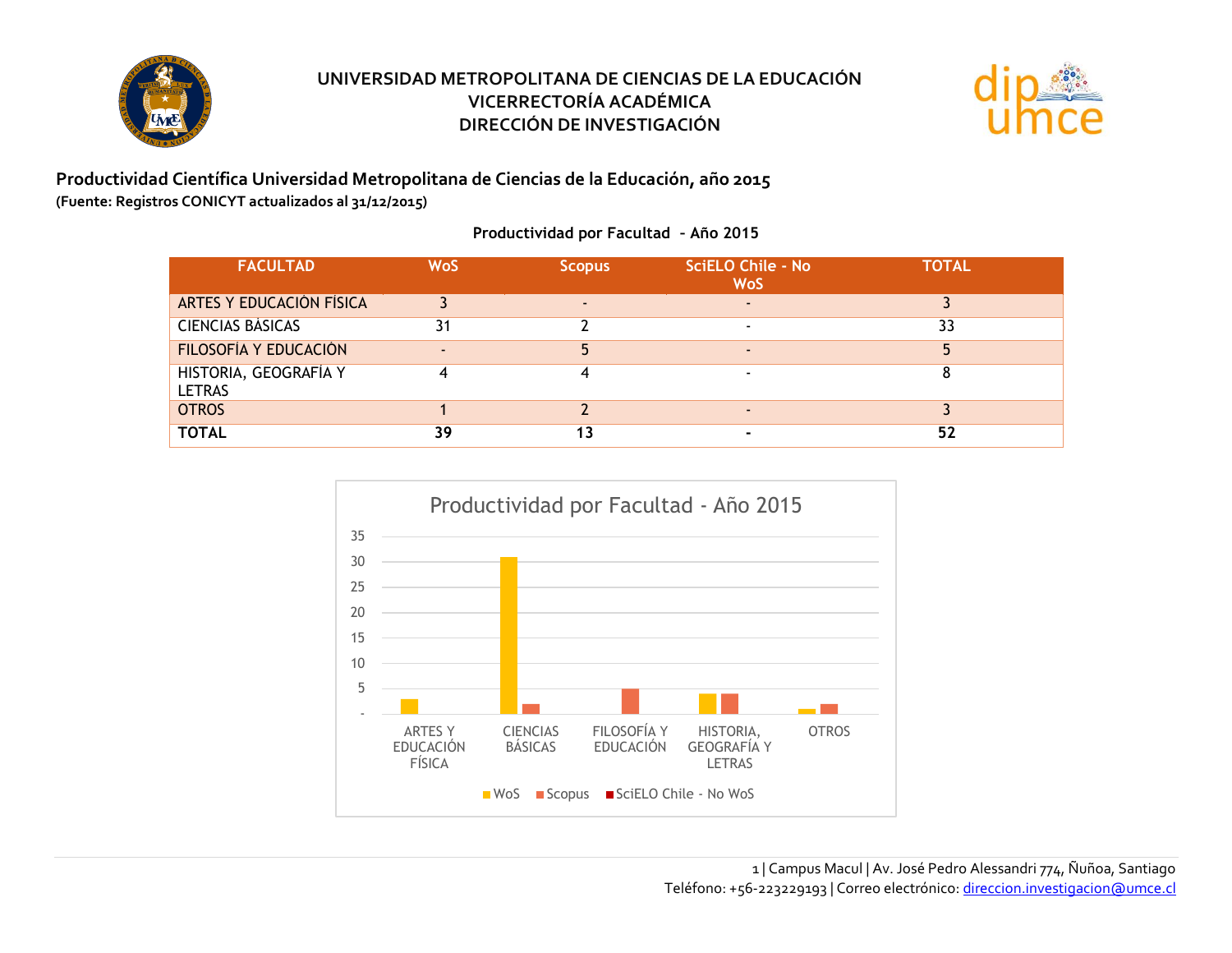UNIVERSIDAD METROPOLITANA DE CIENCIAS DE LA EDUCACIÓN
VICERRECTORÍA ACADÉMICA
DIRECCIÓN DE INVESTIGACIÓN

**Productividad Científica Universidad Metropolitana de Ciencias de la Educación, año 2015**
**(Fuente: Registros CONICYT actualizados al 31/12/2015)**

**Productividad por Facultad - Año 2015**

| FACULTAD | WoS | Scopus | SciELO Chile - No WoS | TOTAL |
|---|---|---|---|---|
| ARTES Y EDUCACIÓN FÍSICA | 3 | - | - | 3 |
| CIENCIAS BÁSICAS | 31 | 2 | - | 33 |
| FILOSOFÍA Y EDUCACIÓN | - | 5 | - | 5 |
| HISTORIA, GEOGRAFÍA Y LETRAS | 4 | 4 | - | 8 |
| OTROS | 1 | 2 | - | 3 |
| **TOTAL** | **39** | **13** | **-** | **52** |

Productividad por Facultad - Año 2015

35
30
25
20
15
10
5
-

ARTES Y EDUCACIÓN FÍSICA
CIENCIAS BÁSICAS
FILOSOFÍA Y EDUCACIÓN
HISTORIA, GEOGRAFÍA Y LETRAS
OTROS

WoS
Scopus
SciELO Chile - No WoS

Campus Macul | Av. José Pedro Alessandri 774, Ñuñoa, Santiago
Teléfono: +56-223229193 | Correo electrónico: direccion.investigacion@umce.cl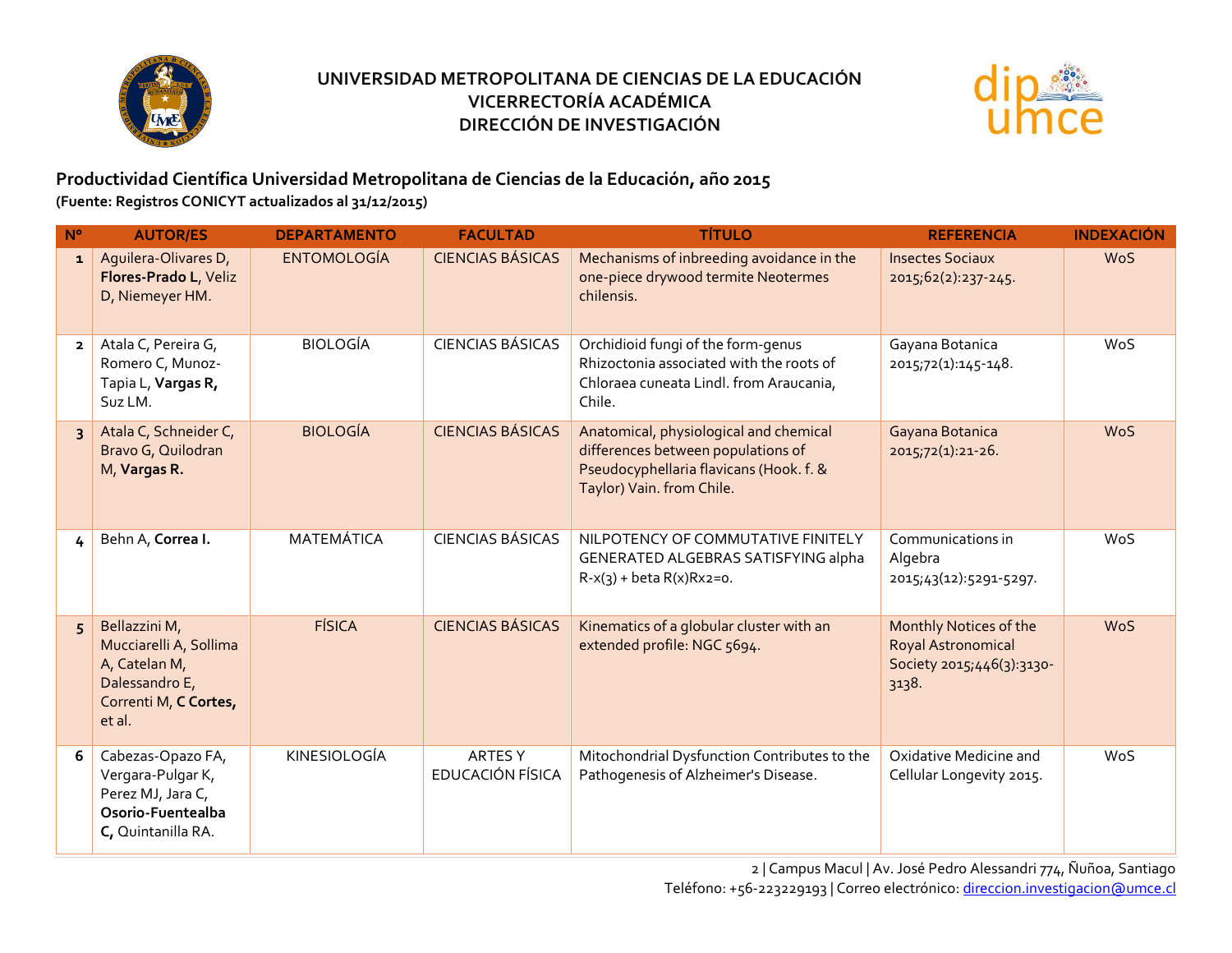**UNIVERSIDAD METROPOLITANA DE CIENCIAS DE LA EDUCACIÓN**
**VICERRECTORÍA ACADÉMICA**
**DIRECCIÓN DE INVESTIGACIÓN**

## Productividad Científica Universidad Metropolitana de Ciencias de la Educación, año 2015

**(Fuente: Registros CONICYT actualizados al 31/12/2015)**

| N° | AUTOR/ES | DEPARTAMENTO | FACULTAD | TÍTULO | REFERENCIA | INDEXACIÓN |
|---|---|---|---|---|---|---|
| 1 | Aguilera-Olivares D, **Flores-Prado L**, Veliz D, Niemeyer HM. | ENTOMOLOGÍA | CIENCIAS BÁSICAS | Mechanisms of inbreeding avoidance in the one-piece drywood termite Neotermes chilensis. | Insectes Sociaux 2015;62(2):237-245. | WoS |
| 2 | Atala C, Pereira G, Romero C, Munoz-Tapia L, **Vargas R,** Suz LM. | BIOLOGÍA | CIENCIAS BÁSICAS | Orchidioid fungi of the form-genus Rhizoctonia associated with the roots of Chloraea cuneata Lindl. from Araucania, Chile. | Gayana Botanica 2015;72(1):145-148. | WoS |
| 3 | Atala C, Schneider C, Bravo G, Quilodran M, **Vargas R.** | BIOLOGÍA | CIENCIAS BÁSICAS | Anatomical, physiological and chemical differences between populations of Pseudocyphellaria flavicans (Hook. f. & Taylor) Vain. from Chile. | Gayana Botanica 2015;72(1):21-26. | WoS |
| 4 | Behn A, **Correa I.** | MATEMÁTICA | CIENCIAS BÁSICAS | NILPOTENCY OF COMMUTATIVE FINITELY GENERATED ALGEBRAS SATISFYING alpha R-x(3) + beta R(x)Rx2=0. | Communications in Algebra 2015;43(12):5291-5297. | WoS |
| 5 | Bellazzini M, Mucciarelli A, Sollima A, Catelan M, Dalessandro E, Correnti M, **C Cortes,** et al. | FÍSICA | CIENCIAS BÁSICAS | Kinematics of a globular cluster with an extended profile: NGC 5694. | Monthly Notices of the Royal Astronomical Society 2015;446(3):3130-3138. | WoS |
| 6 | Cabezas-Opazo FA, Vergara-Pulgar K, Perez MJ, Jara C, **Osorio-Fuentealba C,** Quintanilla RA. | KINESIOLOGÍA | ARTES Y EDUCACIÓN FÍSICA | Mitochondrial Dysfunction Contributes to the Pathogenesis of Alzheimer's Disease. | Oxidative Medicine and Cellular Longevity 2015. | WoS |

Campus Macul | Av. José Pedro Alessandri 774, Ñuñoa, Santiago
Teléfono: +56-223229193 | Correo electrónico: direccion.investigacion@umce.cl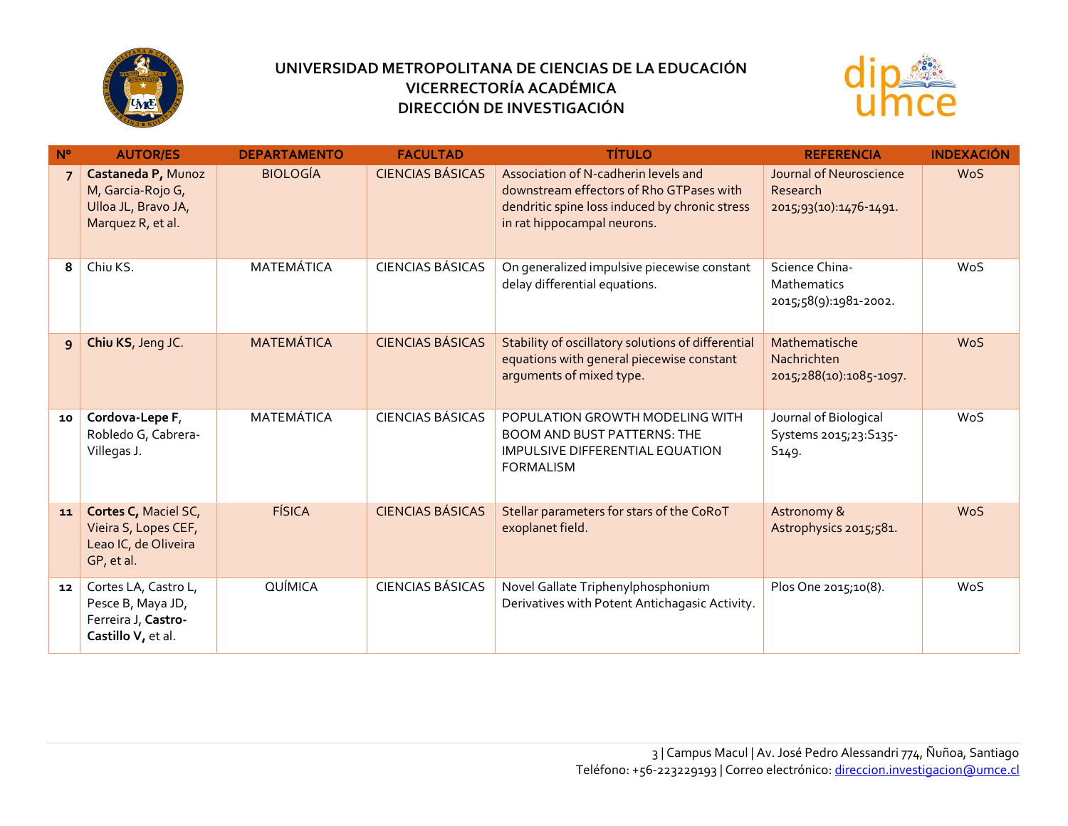# UNIVERSIDAD METROPOLITANA DE CIENCIAS DE LA EDUCACIÓN
## VICERRECTORÍA ACADÉMICA
## DIRECCIÓN DE INVESTIGACIÓN

| Nº | AUTOR/ES | DEPARTAMENTO | FACULTAD | TÍTULO | REFERENCIA | INDEXACIÓN |
|---|---|---|---|---|---|---|
| 7 | **Castaneda P,** Munoz M, Garcia-Rojo G, Ulloa JL, Bravo JA, Marquez R, et al. | BIOLOGÍA | CIENCIAS BÁSICAS | Association of N-cadherin levels and downstream effectors of Rho GTPases with dendritic spine loss induced by chronic stress in rat hippocampal neurons. | Journal of Neuroscience Research 2015;93(10):1476-1491. | WoS |
| 8 | Chiu KS. | MATEMÁTICA | CIENCIAS BÁSICAS | On generalized impulsive piecewise constant delay differential equations. | Science China-Mathematics 2015;58(9):1981-2002. | WoS |
| 9 | **Chiu KS**, Jeng JC. | MATEMÁTICA | CIENCIAS BÁSICAS | Stability of oscillatory solutions of differential equations with general piecewise constant arguments of mixed type. | Mathematische Nachrichten 2015;288(10):1085-1097. | WoS |
| 10 | **Cordova-Lepe F**, Robledo G, Cabrera-Villegas J. | MATEMÁTICA | CIENCIAS BÁSICAS | POPULATION GROWTH MODELING WITH BOOM AND BUST PATTERNS: THE IMPULSIVE DIFFERENTIAL EQUATION FORMALISM | Journal of Biological Systems 2015;23:S135-S149. | WoS |
| 11 | **Cortes C,** Maciel SC, Vieira S, Lopes CEF, Leao IC, de Oliveira GP, et al. | FÍSICA | CIENCIAS BÁSICAS | Stellar parameters for stars of the CoRoT exoplanet field. | Astronomy & Astrophysics 2015;581. | WoS |
| 12 | Cortes LA, Castro L, Pesce B, Maya JD, Ferreira J, **Castro-Castillo V,** et al. | QUÍMICA | CIENCIAS BÁSICAS | Novel Gallate Triphenylphosphonium Derivatives with Potent Antichagasic Activity. | Plos One 2015;10(8). | WoS |

Campus Macul | Av. José Pedro Alessandri 774, Ñuñoa, Santiago
Teléfono: +56-223229193 | Correo electrónico: direccion.investigacion@umce.cl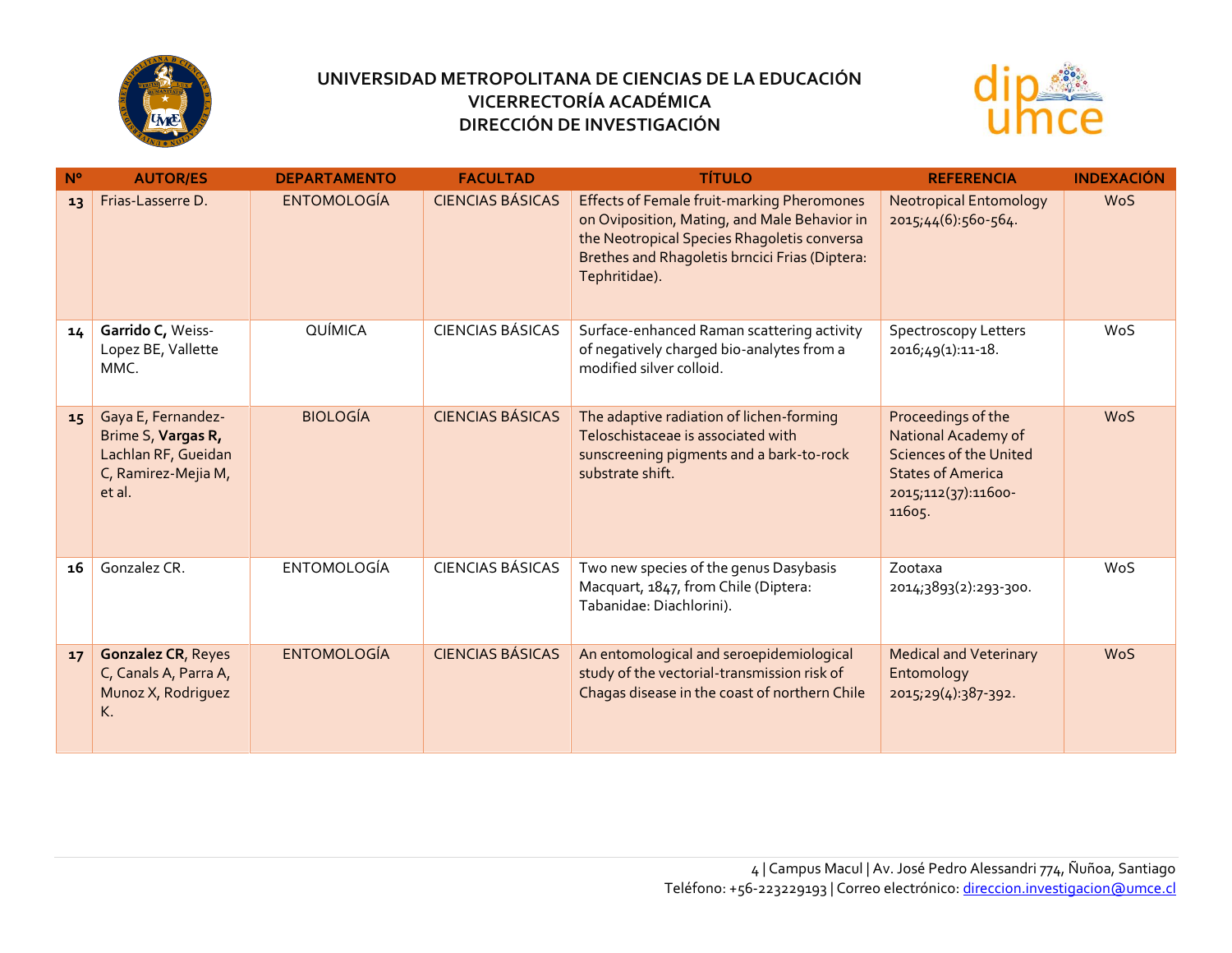**UNIVERSIDAD METROPOLITANA DE CIENCIAS DE LA EDUCACIÓN**
**VICERRECTORÍA ACADÉMICA**
**DIRECCIÓN DE INVESTIGACIÓN**

| Nº | AUTOR/ES | DEPARTAMENTO | FACULTAD | TÍTULO | REFERENCIA | INDEXACIÓN |
|---|---|---|---|---|---|---|
| 13 | Frias-Lasserre D. | ENTOMOLOGÍA | CIENCIAS BÁSICAS | Effects of Female fruit-marking Pheromones on Oviposition, Mating, and Male Behavior in the Neotropical Species Rhagoletis conversa Brethes and Rhagoletis brncici Frias (Diptera: Tephritidae). | Neotropical Entomology 2015;44(6):560-564. | WoS |
| 14 | **Garrido C,** Weiss-Lopez BE, Vallette MMC. | QUÍMICA | CIENCIAS BÁSICAS | Surface-enhanced Raman scattering activity of negatively charged bio-analytes from a modified silver colloid. | Spectroscopy Letters 2016;49(1):11-18. | WoS |
| 15 | Gaya E, Fernandez-Brime S, **Vargas R,** Lachlan RF, Gueidan C, Ramirez-Mejia M, et al. | BIOLOGÍA | CIENCIAS BÁSICAS | The adaptive radiation of lichen-forming Teloschistaceae is associated with sunscreening pigments and a bark-to-rock substrate shift. | Proceedings of the National Academy of Sciences of the United States of America 2015;112(37):11600-11605. | WoS |
| 16 | Gonzalez CR. | ENTOMOLOGÍA | CIENCIAS BÁSICAS | Two new species of the genus Dasybasis Macquart, 1847, from Chile (Diptera: Tabanidae: Diachlorini). | Zootaxa 2014;3893(2):293-300. | WoS |
| 17 | **Gonzalez CR**, Reyes C, Canals A, Parra A, Munoz X, Rodriguez K. | ENTOMOLOGÍA | CIENCIAS BÁSICAS | An entomological and seroepidemiological study of the vectorial-transmission risk of Chagas disease in the coast of northern Chile | Medical and Veterinary Entomology 2015;29(4):387-392. | WoS |

Campus Macul | Av. José Pedro Alessandri 774, Ñuñoa, Santiago
Teléfono: +56-223229193 | Correo electrónico: direccion.investigacion@umce.cl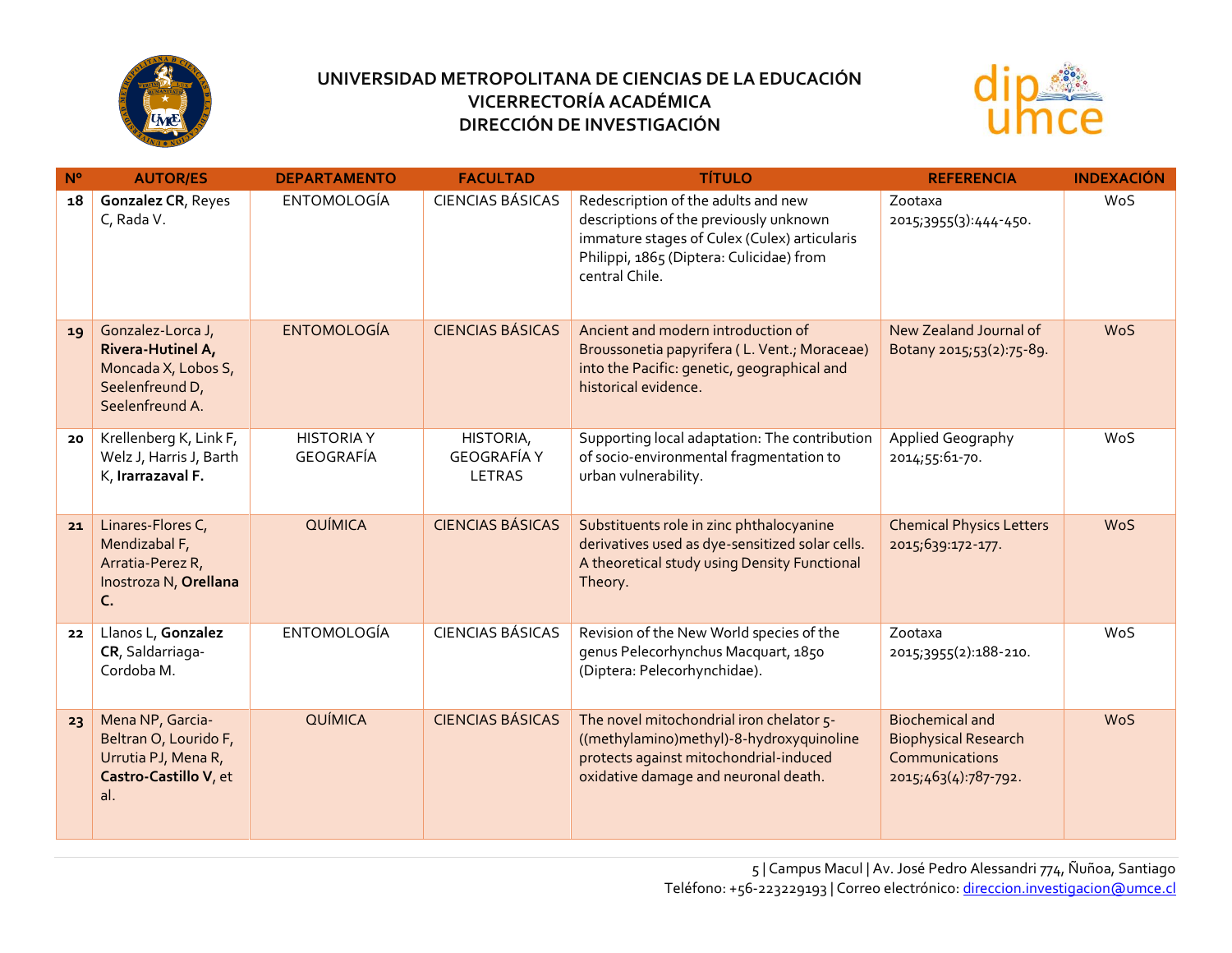# UNIVERSIDAD METROPOLITANA DE CIENCIAS DE LA EDUCACIÓN
## VICERRECTORÍA ACADÉMICA
## DIRECCIÓN DE INVESTIGACIÓN

| Nº | AUTOR/ES | DEPARTAMENTO | FACULTAD | TÍTULO | REFERENCIA | INDEXACIÓN |
|---|---|---|---|---|---|---|
| 18 | **Gonzalez CR**, Reyes C, Rada V. | ENTOMOLOGÍA | CIENCIAS BÁSICAS | Redescription of the adults and new descriptions of the previously unknown immature stages of Culex (Culex) articularis Philippi, 1865 (Diptera: Culicidae) from central Chile. | Zootaxa 2015;3955(3):444-450. | WoS |
| 19 | Gonzalez-Lorca J, **Rivera-Hutinel A,** Moncada X, Lobos S, Seelenfreund D, Seelenfreund A. | ENTOMOLOGÍA | CIENCIAS BÁSICAS | Ancient and modern introduction of Broussonetia papyrifera ( L. Vent.; Moraceae) into the Pacific: genetic, geographical and historical evidence. | New Zealand Journal of Botany 2015;53(2):75-89. | WoS |
| 20 | Krellenberg K, Link F, Welz J, Harris J, Barth K, **Irarrazaval F.** | HISTORIA Y GEOGRAFÍA | HISTORIA, GEOGRAFÍA Y LETRAS | Supporting local adaptation: The contribution of socio-environmental fragmentation to urban vulnerability. | Applied Geography 2014;55:61-70. | WoS |
| 21 | Linares-Flores C, Mendizabal F, Arratia-Perez R, Inostroza N, **Orellana C.** | QUÍMICA | CIENCIAS BÁSICAS | Substituents role in zinc phthalocyanine derivatives used as dye-sensitized solar cells. A theoretical study using Density Functional Theory. | Chemical Physics Letters 2015;639:172-177. | WoS |
| 22 | Llanos L, **Gonzalez CR**, Saldarriaga-Cordoba M. | ENTOMOLOGÍA | CIENCIAS BÁSICAS | Revision of the New World species of the genus Pelecorhynchus Macquart, 1850 (Diptera: Pelecorhynchidae). | Zootaxa 2015;3955(2):188-210. | WoS |
| 23 | Mena NP, Garcia-Beltran O, Lourido F, Urrutia PJ, Mena R, **Castro-Castillo V**, et al. | QUÍMICA | CIENCIAS BÁSICAS | The novel mitochondrial iron chelator 5-((methylamino)methyl)-8-hydroxyquinoline protects against mitochondrial-induced oxidative damage and neuronal death. | Biochemical and Biophysical Research Communications 2015;463(4):787-792. | WoS |

Campus Macul | Av. José Pedro Alessandri 774, Ñuñoa, Santiago
Teléfono: +56-223229193 | Correo electrónico: direccion.investigacion@umce.cl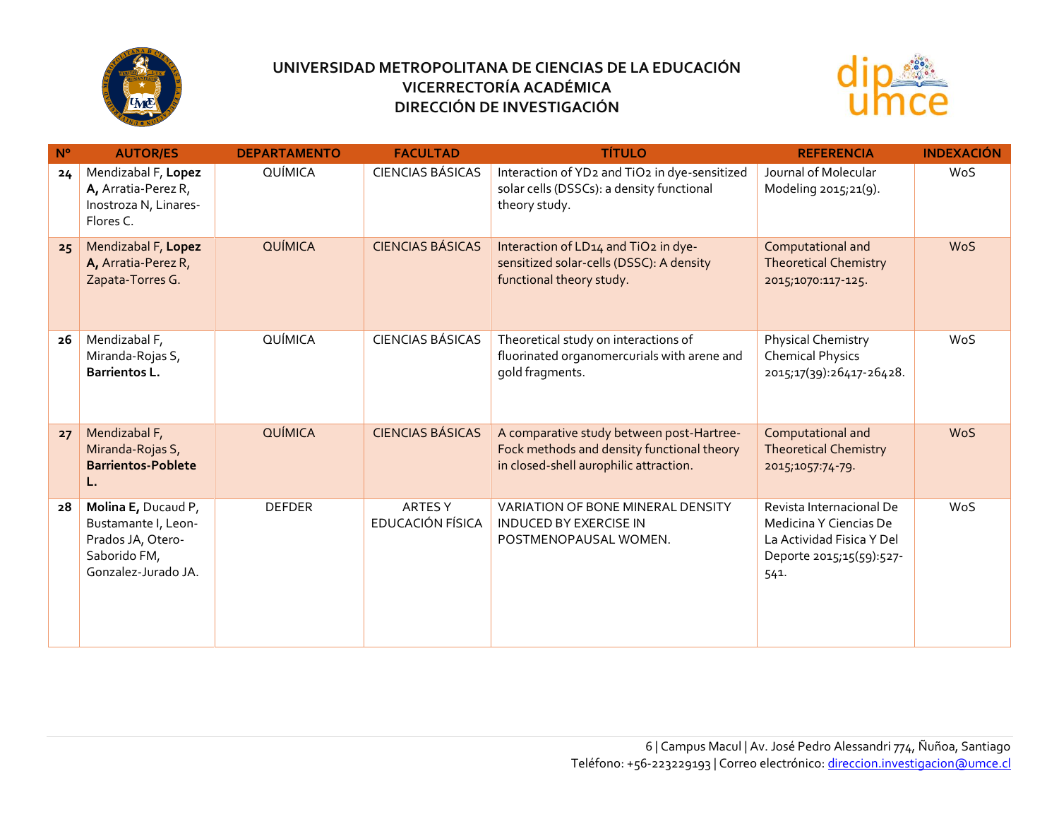## UNIVERSIDAD METROPOLITANA DE CIENCIAS DE LA EDUCACIÓN
## VICERRECTORÍA ACADÉMICA
## DIRECCIÓN DE INVESTIGACIÓN

| Nº | AUTOR/ES | DEPARTAMENTO | FACULTAD | TÍTULO | REFERENCIA | INDEXACIÓN |
|---|---|---|---|---|---|---|
| 24 | Mendizabal F, **Lopez A,** Arratia-Perez R, Inostroza N, Linares-Flores C. | QUÍMICA | CIENCIAS BÁSICAS | Interaction of YD2 and $TiO_2$ in dye-sensitized solar cells (DSSCs): a density functional theory study. | Journal of Molecular Modeling 2015;21(9). | WoS |
| 25 | Mendizabal F, **Lopez A,** Arratia-Perez R, Zapata-Torres G. | QUÍMICA | CIENCIAS BÁSICAS | Interaction of LD14 and $TiO_2$ in dye-sensitized solar-cells (DSSC): A density functional theory study. | Computational and Theoretical Chemistry 2015;1070:117-125. | WoS |
| 26 | Mendizabal F, Miranda-Rojas S, **Barrientos L.** | QUÍMICA | CIENCIAS BÁSICAS | Theoretical study on interactions of fluorinated organomercurials with arene and gold fragments. | Physical Chemistry Chemical Physics 2015;17(39):26417-26428. | WoS |
| 27 | Mendizabal F, Miranda-Rojas S, **Barrientos-Poblete L.** | QUÍMICA | CIENCIAS BÁSICAS | A comparative study between post-Hartree-Fock methods and density functional theory in closed-shell aurophilic attraction. | Computational and Theoretical Chemistry 2015;1057:74-79. | WoS |
| 28 | **Molina E,** Ducaud P, Bustamante I, Leon-Prados JA, Otero-Saborido FM, Gonzalez-Jurado JA. | DEFDER | ARTES Y EDUCACIÓN FÍSICA | VARIATION OF BONE MINERAL DENSITY INDUCED BY EXERCISE IN POSTMENOPAUSAL WOMEN. | Revista Internacional De Medicina Y Ciencias De La Actividad Fisica Y Del Deporte 2015;15(59):527-541. | WoS |

Campus Macul | Av. José Pedro Alessandri 774, Ñuñoa, Santiago
Teléfono: +56-223229193 | Correo electrónico: direccion.investigacion@umce.cl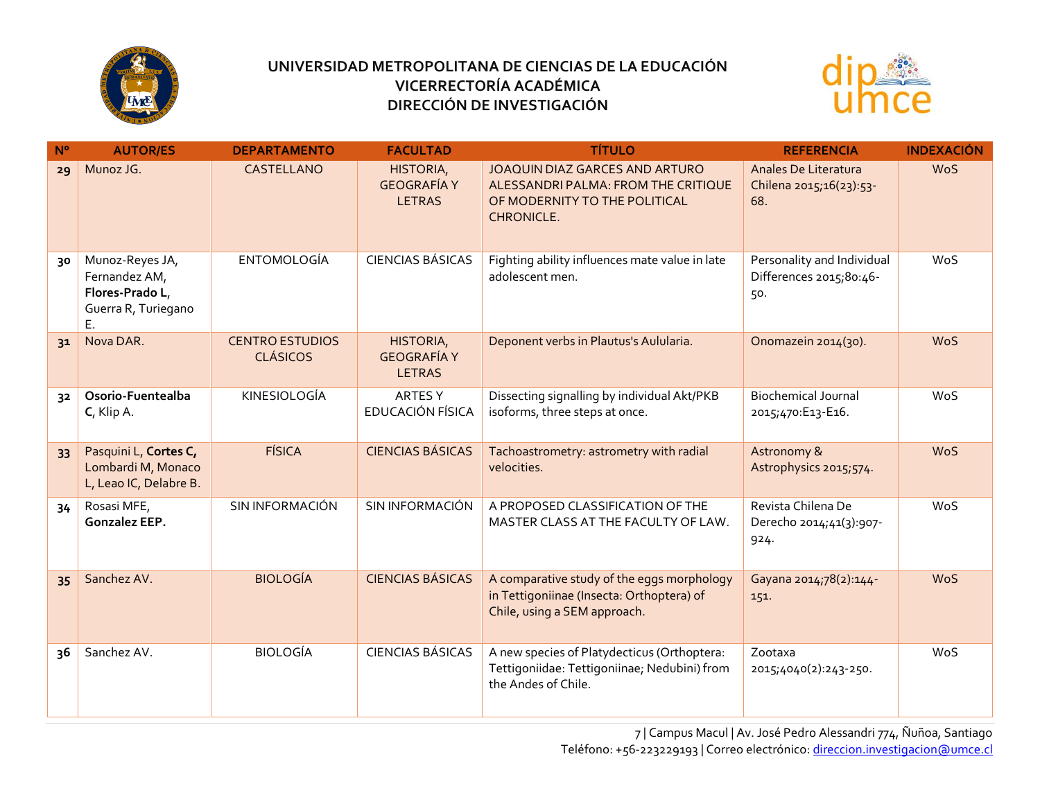# UNIVERSIDAD METROPOLITANA DE CIENCIAS DE LA EDUCACIÓN
## VICERRECTORÍA ACADÉMICA
## DIRECCIÓN DE INVESTIGACIÓN

| Nº | AUTOR/ES | DEPARTAMENTO | FACULTAD | TÍTULO | REFERENCIA | INDEXACIÓN |
|---|---|---|---|---|---|---|
| 29 | Munoz JG. | CASTELLANO | HISTORIA, GEOGRAFÍA Y LETRAS | JOAQUIN DIAZ GARCES AND ARTURO ALESSANDRI PALMA: FROM THE CRITIQUE OF MODERNITY TO THE POLITICAL CHRONICLE. | Anales De Literatura Chilena 2015;16(23):53-68. | WoS |
| 30 | Munoz-Reyes JA, Fernandez AM, **Flores-Prado L**, Guerra R, Turiegano E. | ENTOMOLOGÍA | CIENCIAS BÁSICAS | Fighting ability influences mate value in late adolescent men. | Personality and Individual Differences 2015;80:46-50. | WoS |
| 31 | Nova DAR. | CENTRO ESTUDIOS CLÁSICOS | HISTORIA, GEOGRAFÍA Y LETRAS | Deponent verbs in Plautus's Aulularia. | Onomazein 2014(30). | WoS |
| 32 | **Osorio-Fuentealba C**, Klip A. | KINESIOLOGÍA | ARTES Y EDUCACIÓN FÍSICA | Dissecting signalling by individual Akt/PKB isoforms, three steps at once. | Biochemical Journal 2015;470:E13-E16. | WoS |
| 33 | Pasquini L, **Cortes C**, Lombardi M, Monaco L, Leao IC, Delabre B. | FÍSICA | CIENCIAS BÁSICAS | Tachoastrometry: astrometry with radial velocities. | Astronomy & Astrophysics 2015;574. | WoS |
| 34 | Rosasi MFE, **Gonzalez EEP.** | SIN INFORMACIÓN | SIN INFORMACIÓN | A PROPOSED CLASSIFICATION OF THE MASTER CLASS AT THE FACULTY OF LAW. | Revista Chilena De Derecho 2014;41(3):907-924. | WoS |
| 35 | Sanchez AV. | BIOLOGÍA | CIENCIAS BÁSICAS | A comparative study of the eggs morphology in Tettigoniinae (Insecta: Orthoptera) of Chile, using a SEM approach. | Gayana 2014;78(2):144-151. | WoS |
| 36 | Sanchez AV. | BIOLOGÍA | CIENCIAS BÁSICAS | A new species of Platydecticus (Orthoptera: Tettigoniidae: Tettigoniinae; Nedubini) from the Andes of Chile. | Zootaxa 2015;4040(2):243-250. | WoS |

Campus Macul | Av. José Pedro Alessandri 774, Ñuñoa, Santiago
Teléfono: +56-223229193 | Correo electrónico: direccion.investigacion@umce.cl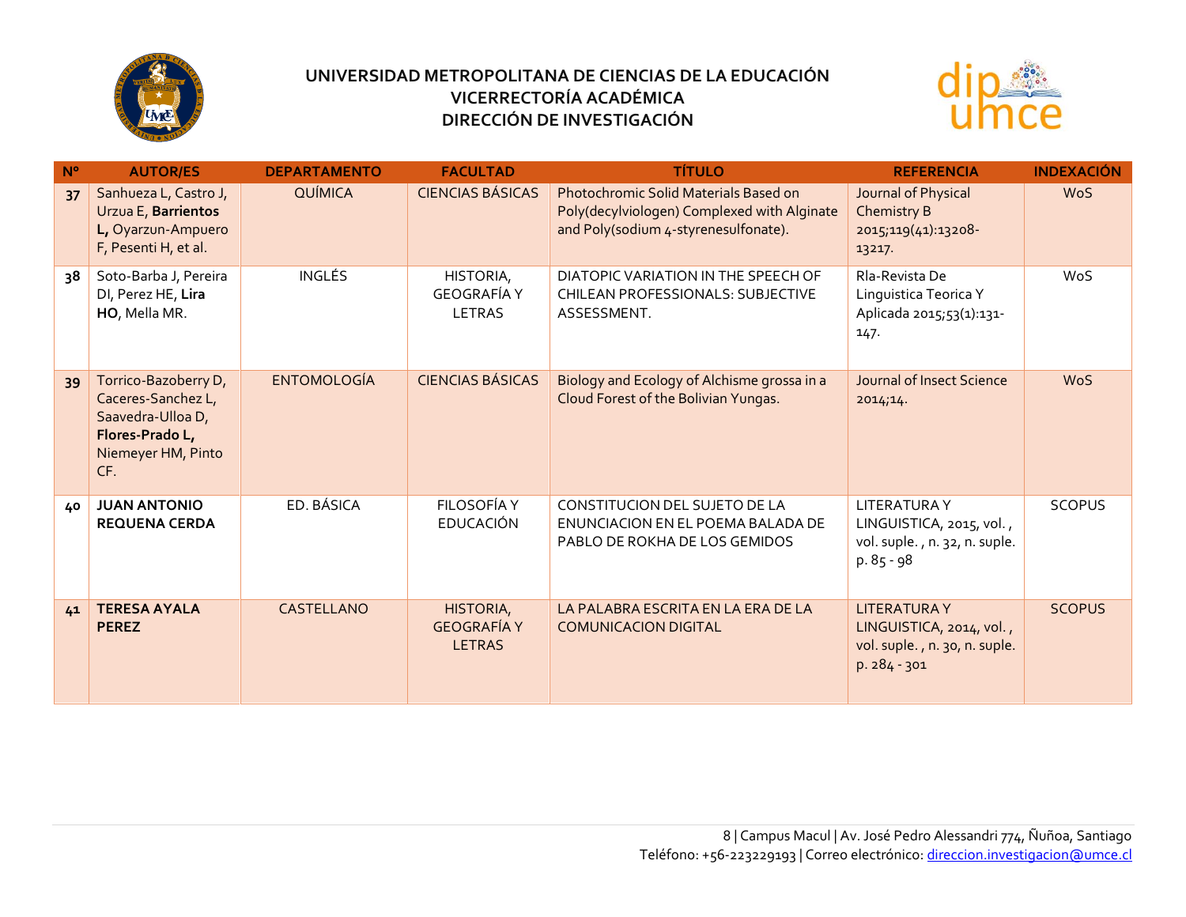# UNIVERSIDAD METROPOLITANA DE CIENCIAS DE LA EDUCACIÓN
## VICERRECTORÍA ACADÉMICA
## DIRECCIÓN DE INVESTIGACIÓN

| Nº | AUTOR/ES | DEPARTAMENTO | FACULTAD | TÍTULO | REFERENCIA | INDEXACIÓN |
|---|---|---|---|---|---|---|
| 37 | Sanhueza L, Castro J, Urzua E, **Barrientos L,** Oyarzun-Ampuero F, Pesenti H, et al. | QUÍMICA | CIENCIAS BÁSICAS | Photochromic Solid Materials Based on Poly(decylviologen) Complexed with Alginate and Poly(sodium 4-styrenesulfonate). | Journal of Physical Chemistry B 2015;119(41):13208-13217. | WoS |
| 38 | Soto-Barba J, Pereira DI, Perez HE, **Lira HO**, Mella MR. | INGLÉS | HISTORIA, GEOGRAFÍA Y LETRAS | DIATOPIC VARIATION IN THE SPEECH OF CHILEAN PROFESSIONALS: SUBJECTIVE ASSESSMENT. | Rla-Revista De Linguistica Teorica Y Aplicada 2015;53(1):131-147. | WoS |
| 39 | Torrico-Bazoberry D, Caceres-Sanchez L, Saavedra-Ulloa D, **Flores-Prado L,** Niemeyer HM, Pinto CF. | ENTOMOLOGÍA | CIENCIAS BÁSICAS | Biology and Ecology of Alchisme grossa in a Cloud Forest of the Bolivian Yungas. | Journal of Insect Science 2014;14. | WoS |
| 40 | **JUAN ANTONIO REQUENA CERDA** | ED. BÁSICA | FILOSOFÍA Y EDUCACIÓN | CONSTITUCION DEL SUJETO DE LA ENUNCIACION EN EL POEMA BALADA DE PABLO DE ROKHA DE LOS GEMIDOS | LITERATURA Y LINGUISTICA, 2015, vol. , vol. suple. , n. 32, n. suple. p. 85 - 98 | SCOPUS |
| 41 | **TERESA AYALA PEREZ** | CASTELLANO | HISTORIA, GEOGRAFÍA Y LETRAS | LA PALABRA ESCRITA EN LA ERA DE LA COMUNICACION DIGITAL | LITERATURA Y LINGUISTICA, 2014, vol. , vol. suple. , n. 30, n. suple. p. 284 - 301 | SCOPUS |

Campus Macul | Av. José Pedro Alessandri 774, Ñuñoa, Santiago
Teléfono: +56-223229193 | Correo electrónico: direccion.investigacion@umce.cl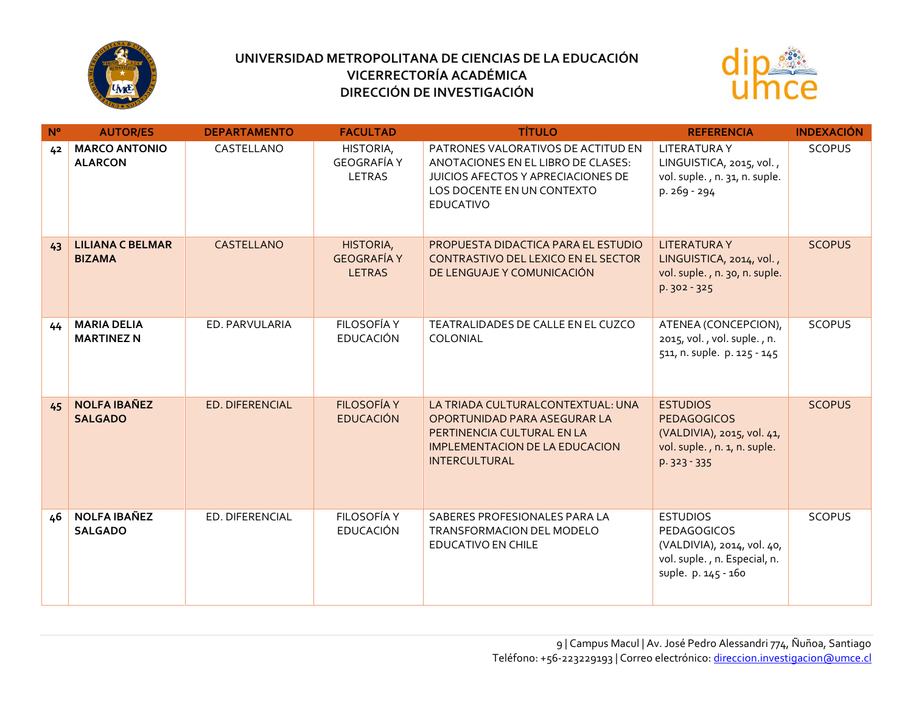## UNIVERSIDAD METROPOLITANA DE CIENCIAS DE LA EDUCACIÓN
## VICERRECTORÍA ACADÉMICA
## DIRECCIÓN DE INVESTIGACIÓN

| Nº | AUTOR/ES | DEPARTAMENTO | FACULTAD | TÍTULO | REFERENCIA | INDEXACIÓN |
|---|---|---|---|---|---|---|
| 42 | **MARCO ANTONIO ALARCON** | CASTELLANO | HISTORIA, GEOGRAFÍA Y LETRAS | PATRONES VALORATIVOS DE ACTITUD EN ANOTACIONES EN EL LIBRO DE CLASES: JUICIOS AFECTOS Y APRECIACIONES DE LOS DOCENTE EN UN CONTEXTO EDUCATIVO | LITERATURA Y LINGUISTICA, 2015, vol. , vol. suple. , n. 31, n. suple. p. 269 - 294 | SCOPUS |
| 43 | **LILIANA C BELMAR BIZAMA** | CASTELLANO | HISTORIA, GEOGRAFÍA Y LETRAS | PROPUESTA DIDACTICA PARA EL ESTUDIO CONTRASTIVO DEL LEXICO EN EL SECTOR DE LENGUAJE Y COMUNICACIÓN | LITERATURA Y LINGUISTICA, 2014, vol. , vol. suple. , n. 30, n. suple. p. 302 - 325 | SCOPUS |
| 44 | **MARIA DELIA MARTINEZ N** | ED. PARVULARIA | FILOSOFÍA Y EDUCACIÓN | TEATRALIDADES DE CALLE EN EL CUZCO COLONIAL | ATENEA (CONCEPCION), 2015, vol. , vol. suple. , n. 511, n. suple. p. 125 - 145 | SCOPUS |
| 45 | **NOLFA IBAÑEZ SALGADO** | ED. DIFERENCIAL | FILOSOFÍA Y EDUCACIÓN | LA TRIADA CULTURALCONTEXTUAL: UNA OPORTUNIDAD PARA ASEGURAR LA PERTINENCIA CULTURAL EN LA IMPLEMENTACION DE LA EDUCACION INTERCULTURAL | ESTUDIOS PEDAGOGICOS (VALDIVIA), 2015, vol. 41, vol. suple. , n. 1, n. suple. p. 323 - 335 | SCOPUS |
| 46 | **NOLFA IBAÑEZ SALGADO** | ED. DIFERENCIAL | FILOSOFÍA Y EDUCACIÓN | SABERES PROFESIONALES PARA LA TRANSFORMACION DEL MODELO EDUCATIVO EN CHILE | ESTUDIOS PEDAGOGICOS (VALDIVIA), 2014, vol. 40, vol. suple. , n. Especial, n. suple. p. 145 - 160 | SCOPUS |

Campus Macul | Av. José Pedro Alessandri 774, Ñuñoa, Santiago
Teléfono: +56-223229193 | Correo electrónico: direccion.investigacion@umce.cl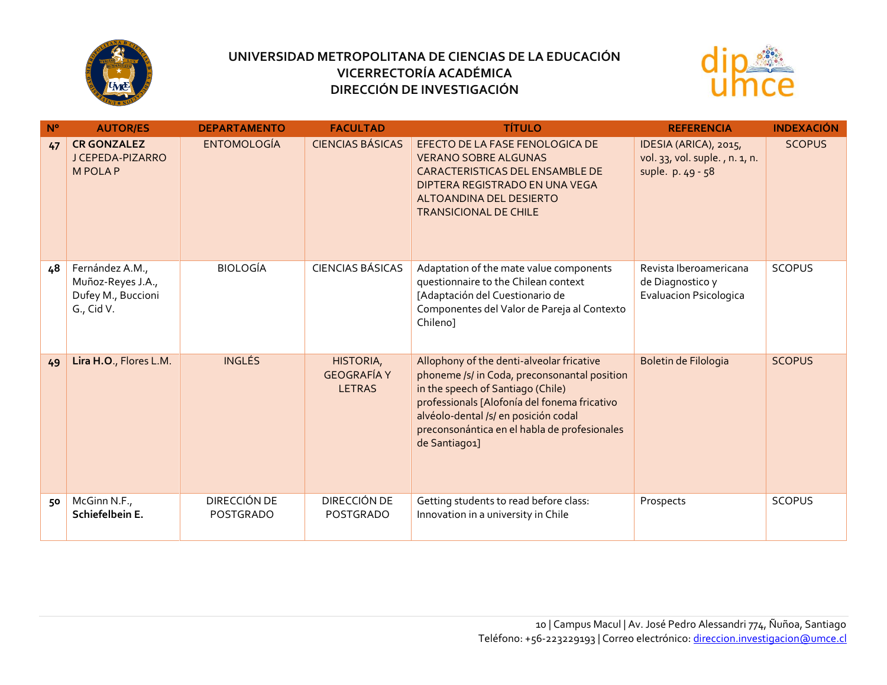# UNIVERSIDAD METROPOLITANA DE CIENCIAS DE LA EDUCACIÓN
## VICERRECTORÍA ACADÉMICA
## DIRECCIÓN DE INVESTIGACIÓN

| Nº | AUTOR/ES | DEPARTAMENTO | FACULTAD | TÍTULO | REFERENCIA | INDEXACIÓN |
|---|---|---|---|---|---|---|
| 47 | **CR GONZALEZ** J CEPEDA-PIZARRO M POLA P | ENTOMOLOGÍA | CIENCIAS BÁSICAS | EFECTO DE LA FASE FENOLOGICA DE VERANO SOBRE ALGUNAS CARACTERISTICAS DEL ENSAMBLE DE DIPTERA REGISTRADO EN UNA VEGA ALTOANDINA DEL DESIERTO TRANSICIONAL DE CHILE | IDESIA (ARICA), 2015, vol. 33, vol. suple. , n. 1, n. suple. p. 49 - 58 | SCOPUS |
| 48 | Fernández A.M., Muñoz-Reyes J.A., Dufey M., Buccioni G., Cid V. | BIOLOGÍA | CIENCIAS BÁSICAS | Adaptation of the mate value components questionnaire to the Chilean context [Adaptación del Cuestionario de Componentes del Valor de Pareja al Contexto Chileno] | Revista Iberoamericana de Diagnostico y Evaluacion Psicologica | SCOPUS |
| 49 | **Lira H.O.**, Flores L.M. | INGLÉS | HISTORIA, GEOGRAFÍA Y LETRAS | Allophony of the denti-alveolar fricative phoneme /s/ in Coda, preconsonantal position in the speech of Santiago (Chile) professionals [Alofonía del fonema fricativo alvéolo-dental /s/ en posición codal preconsonántica en el habla de profesionales de Santiago1] | Boletin de Filologia | SCOPUS |
| 50 | McGinn N.F., **Schiefelbein E.** | DIRECCIÓN DE POSTGRADO | DIRECCIÓN DE POSTGRADO | Getting students to read before class: Innovation in a university in Chile | Prospects | SCOPUS |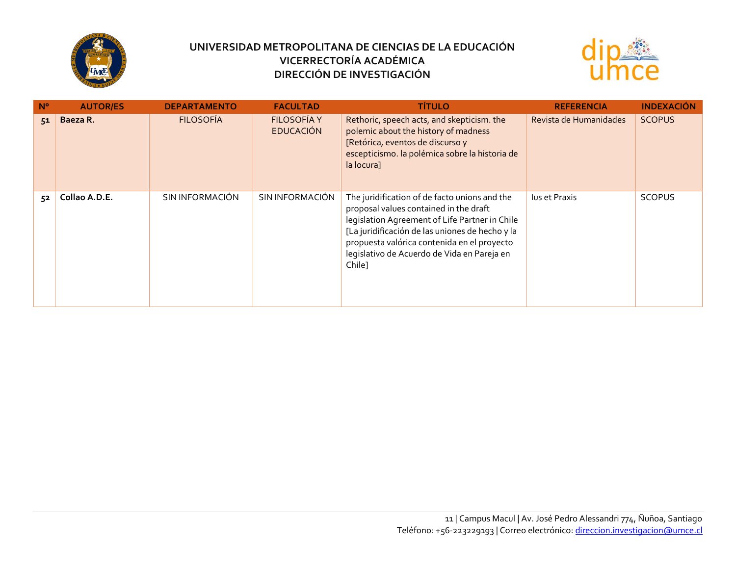| Nº | AUTOR/ES | DEPARTAMENTO | FACULTAD | TÍTULO | REFERENCIA | INDEXACIÓN |
|---|---|---|---|---|---|---|
| 51 | **Baeza R.** | FILOSOFÍA | FILOSOFÍA Y EDUCACIÓN | Rethoric, speech acts, and skepticism. the polemic about the history of madness [Retórica, eventos de discurso y escepticismo. la polémica sobre la historia de la locura] | Revista de Humanidades | SCOPUS |
| 52 | **Collao A.D.E.** | SIN INFORMACIÓN | SIN INFORMACIÓN | The juridification of de facto unions and the proposal values contained in the draft legislation Agreement of Life Partner in Chile [La juridificación de las uniones de hecho y la propuesta valórica contenida en el proyecto legislativo de Acuerdo de Vida en Pareja en Chile] | Ius et Praxis | SCOPUS |